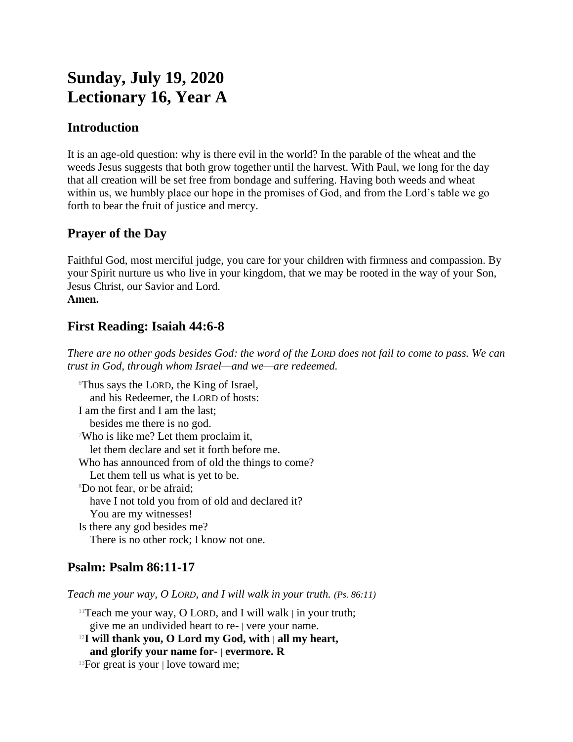# Sunday, July 19, 2020
# Lectionary 16, Year A

## Introduction

It is an age-old question: why is there evil in the world? In the parable of the wheat and the weeds Jesus suggests that both grow together until the harvest. With Paul, we long for the day that all creation will be set free from bondage and suffering. Having both weeds and wheat within us, we humbly place our hope in the promises of God, and from the Lord's table we go forth to bear the fruit of justice and mercy.

## Prayer of the Day

Faithful God, most merciful judge, you care for your children with firmness and compassion. By your Spirit nurture us who live in your kingdom, that we may be rooted in the way of your Son, Jesus Christ, our Savior and Lord.
**Amen.**

## First Reading: Isaiah 44:6-8

*There are no other gods besides God: the word of the LORD does not fail to come to pass. We can trust in God, through whom Israel—and we—are redeemed.*

[6]Thus says the LORD, the King of Israel,
 and his Redeemer, the LORD of hosts:
I am the first and I am the last;
 besides me there is no god.
[7]Who is like me? Let them proclaim it,
 let them declare and set it forth before me.
Who has announced from of old the things to come?
 Let them tell us what is yet to be.
[8]Do not fear, or be afraid;
 have I not told you from of old and declared it?
 You are my witnesses!
Is there any god besides me?
 There is no other rock; I know not one.

## Psalm: Psalm 86:11-17

*Teach me your way, O LORD, and I will walk in your truth. (Ps. 86:11)*

[11]Teach me your way, O LORD, and I will walk | in your truth;
 give me an undivided heart to re- | vere your name.
[12]**I will thank you, O Lord my God, with | all my heart,**
 **and glorify your name for- | evermore. R**
[13]For great is your | love toward me;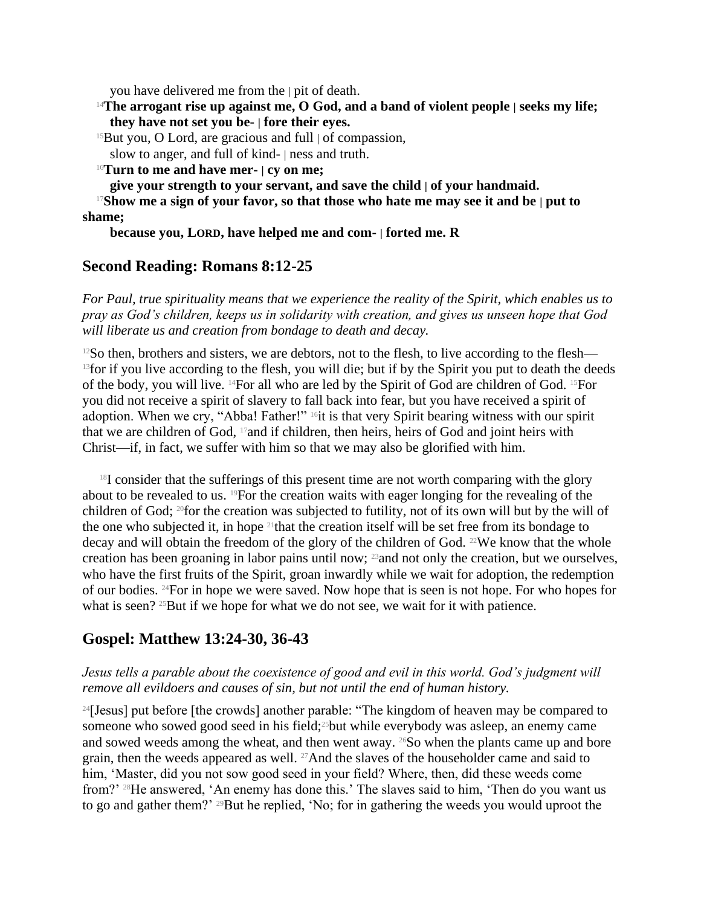you have delivered me from the | pit of death.

[14]**The arrogant rise up against me, O God, and a band of violent people | seeks my life; they have not set you be- | fore their eyes.**

[15]But you, O Lord, are gracious and full | of compassion,
slow to anger, and full of kind- | ness and truth.

[16]**Turn to me and have mer- | cy on me;
give your strength to your servant, and save the child | of your handmaid.**

[17]**Show me a sign of your favor, so that those who hate me may see it and be | put to shame;
because you, LORD, have helped me and com- | forted me. R**

## Second Reading: Romans 8:12-25

*For Paul, true spirituality means that we experience the reality of the Spirit, which enables us to pray as God's children, keeps us in solidarity with creation, and gives us unseen hope that God will liberate us and creation from bondage to death and decay.*

[12]So then, brothers and sisters, we are debtors, not to the flesh, to live according to the flesh— [13]for if you live according to the flesh, you will die; but if by the Spirit you put to death the deeds of the body, you will live. [14]For all who are led by the Spirit of God are children of God. [15]For you did not receive a spirit of slavery to fall back into fear, but you have received a spirit of adoption. When we cry, "Abba! Father!" [16]it is that very Spirit bearing witness with our spirit that we are children of God, [17]and if children, then heirs, heirs of God and joint heirs with Christ—if, in fact, we suffer with him so that we may also be glorified with him.

[18]I consider that the sufferings of this present time are not worth comparing with the glory about to be revealed to us. [19]For the creation waits with eager longing for the revealing of the children of God; [20]for the creation was subjected to futility, not of its own will but by the will of the one who subjected it, in hope [21]that the creation itself will be set free from its bondage to decay and will obtain the freedom of the glory of the children of God. [22]We know that the whole creation has been groaning in labor pains until now; [23]and not only the creation, but we ourselves, who have the first fruits of the Spirit, groan inwardly while we wait for adoption, the redemption of our bodies. [24]For in hope we were saved. Now hope that is seen is not hope. For who hopes for what is seen? [25]But if we hope for what we do not see, we wait for it with patience.

## Gospel: Matthew 13:24-30, 36-43

*Jesus tells a parable about the coexistence of good and evil in this world. God's judgment will remove all evildoers and causes of sin, but not until the end of human history.*

[24][Jesus] put before [the crowds] another parable: "The kingdom of heaven may be compared to someone who sowed good seed in his field;[25]but while everybody was asleep, an enemy came and sowed weeds among the wheat, and then went away. [26]So when the plants came up and bore grain, then the weeds appeared as well. [27]And the slaves of the householder came and said to him, 'Master, did you not sow good seed in your field? Where, then, did these weeds come from?' [28]He answered, 'An enemy has done this.' The slaves said to him, 'Then do you want us to go and gather them?' [29]But he replied, 'No; for in gathering the weeds you would uproot the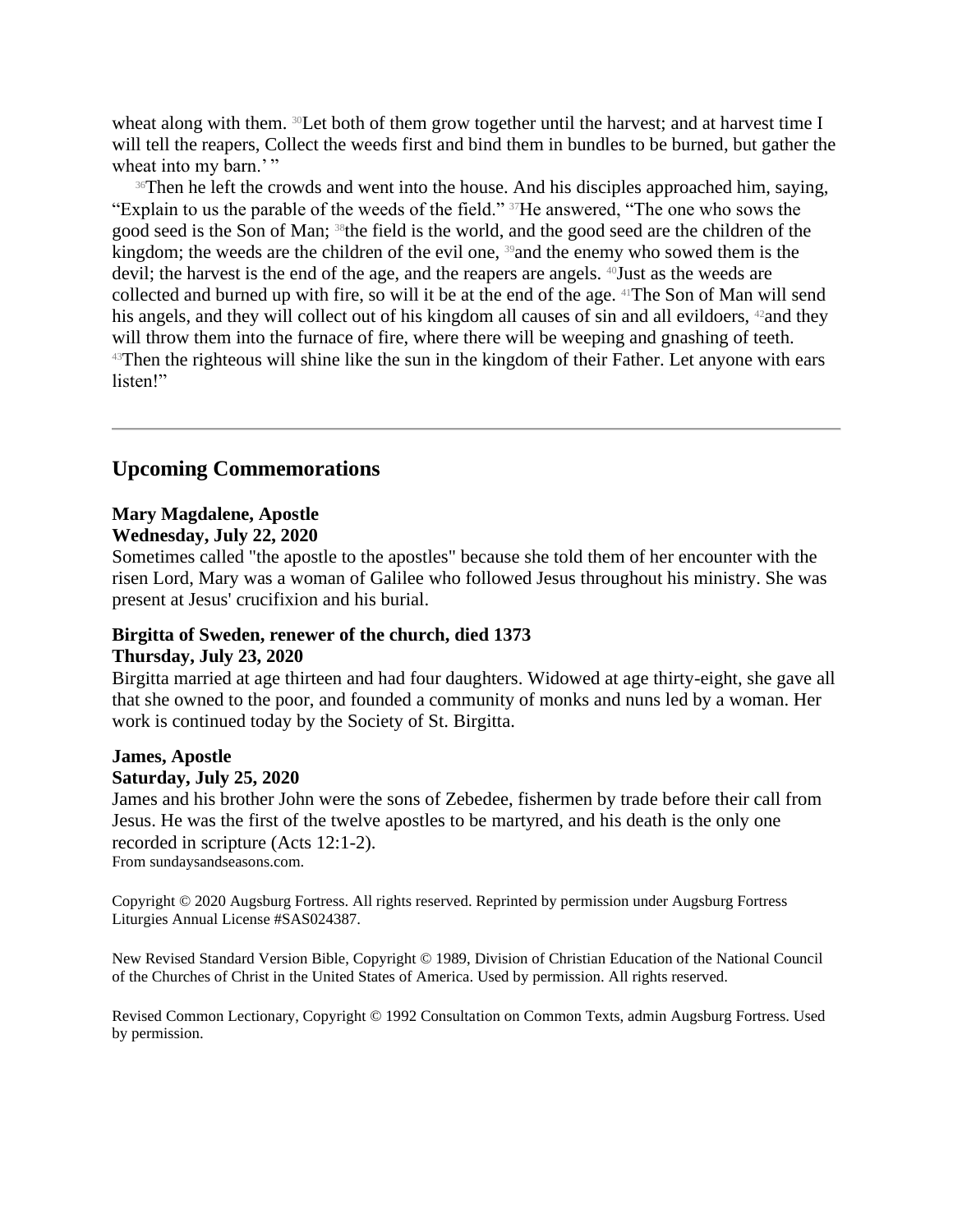wheat along with them. [30]Let both of them grow together until the harvest; and at harvest time I will tell the reapers, Collect the weeds first and bind them in bundles to be burned, but gather the wheat into my barn.' "

[36]Then he left the crowds and went into the house. And his disciples approached him, saying, "Explain to us the parable of the weeds of the field." [37]He answered, "The one who sows the good seed is the Son of Man; [38]the field is the world, and the good seed are the children of the kingdom; the weeds are the children of the evil one, [39]and the enemy who sowed them is the devil; the harvest is the end of the age, and the reapers are angels. [40]Just as the weeds are collected and burned up with fire, so will it be at the end of the age. [41]The Son of Man will send his angels, and they will collect out of his kingdom all causes of sin and all evildoers, [42]and they will throw them into the furnace of fire, where there will be weeping and gnashing of teeth. [43]Then the righteous will shine like the sun in the kingdom of their Father. Let anyone with ears listen!"

---

## Upcoming Commemorations

**Mary Magdalene, Apostle**
**Wednesday, July 22, 2020**

Sometimes called "the apostle to the apostles" because she told them of her encounter with the risen Lord, Mary was a woman of Galilee who followed Jesus throughout his ministry. She was present at Jesus' crucifixion and his burial.

**Birgitta of Sweden, renewer of the church, died 1373**
**Thursday, July 23, 2020**

Birgitta married at age thirteen and had four daughters. Widowed at age thirty-eight, she gave all that she owned to the poor, and founded a community of monks and nuns led by a woman. Her work is continued today by the Society of St. Birgitta.

**James, Apostle**
**Saturday, July 25, 2020**

James and his brother John were the sons of Zebedee, fishermen by trade before their call from Jesus. He was the first of the twelve apostles to be martyred, and his death is the only one recorded in scripture (Acts 12:1-2).
From sundaysandseasons.com.

Copyright © 2020 Augsburg Fortress. All rights reserved. Reprinted by permission under Augsburg Fortress Liturgies Annual License #SAS024387.

New Revised Standard Version Bible, Copyright © 1989, Division of Christian Education of the National Council of the Churches of Christ in the United States of America. Used by permission. All rights reserved.

Revised Common Lectionary, Copyright © 1992 Consultation on Common Texts, admin Augsburg Fortress. Used by permission.